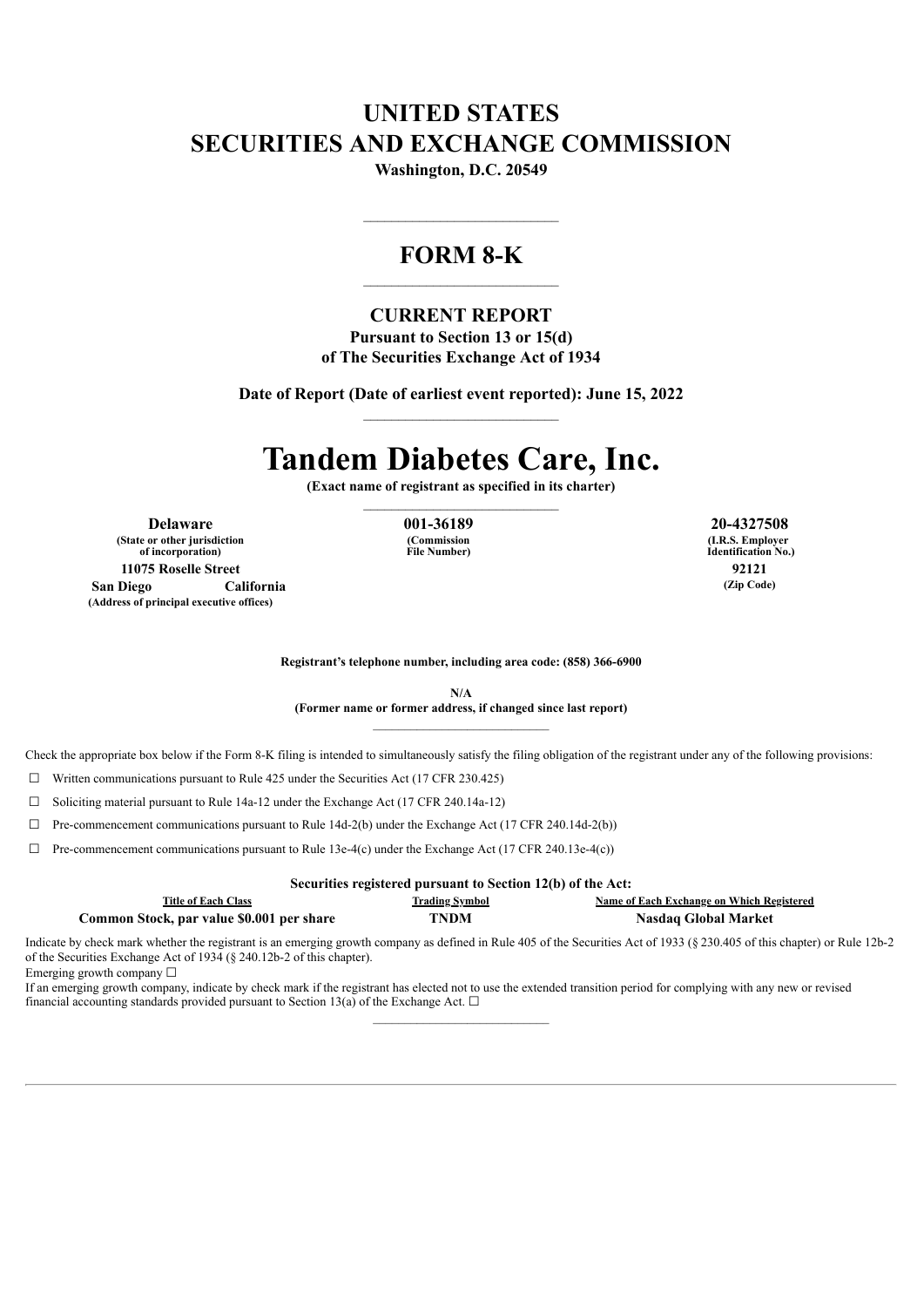# UNITED STATES
# SECURITIES AND EXCHANGE COMMISSION

**Washington, D.C. 20549**

## FORM 8-K

### CURRENT REPORT

**Pursuant to Section 13 or 15(d)**
**of The Securities Exchange Act of 1934**

**Date of Report (Date of earliest event reported): June 15, 2022**

# Tandem Diabetes Care, Inc.

**(Exact name of registrant as specified in its charter)**

| | | |
|---|---|---|
| **Delaware** | **001-36189** | **20-4327508** |
| **(State or other jurisdiction of incorporation)** | **(Commission File Number)** | **(I.R.S. Employer Identification No.)** |
| **11075 Roselle Street** | | **92121** |
| **San Diego California** | | **(Zip Code)** |
| **(Address of principal executive offices)** | | |

**Registrant's telephone number, including area code: (858) 366-6900**

**N/A**
**(Former name or former address, if changed since last report)**

Check the appropriate box below if the Form 8-K filing is intended to simultaneously satisfy the filing obligation of the registrant under any of the following provisions:

☐ Written communications pursuant to Rule 425 under the Securities Act (17 CFR 230.425)

☐ Soliciting material pursuant to Rule 14a-12 under the Exchange Act (17 CFR 240.14a-12)

☐ Pre-commencement communications pursuant to Rule 14d-2(b) under the Exchange Act (17 CFR 240.14d-2(b))

☐ Pre-commencement communications pursuant to Rule 13e-4(c) under the Exchange Act (17 CFR 240.13e-4(c))

**Securities registered pursuant to Section 12(b) of the Act:**

| Title of Each Class | Trading Symbol | Name of Each Exchange on Which Registered |
|---|---|---|
| **Common Stock, par value $0.001 per share** | **TNDM** | **Nasdaq Global Market** |

Indicate by check mark whether the registrant is an emerging growth company as defined in Rule 405 of the Securities Act of 1933 (§ 230.405 of this chapter) or Rule 12b-2 of the Securities Exchange Act of 1934 (§ 240.12b-2 of this chapter).

Emerging growth company ☐

If an emerging growth company, indicate by check mark if the registrant has elected not to use the extended transition period for complying with any new or revised financial accounting standards provided pursuant to Section 13(a) of the Exchange Act. ☐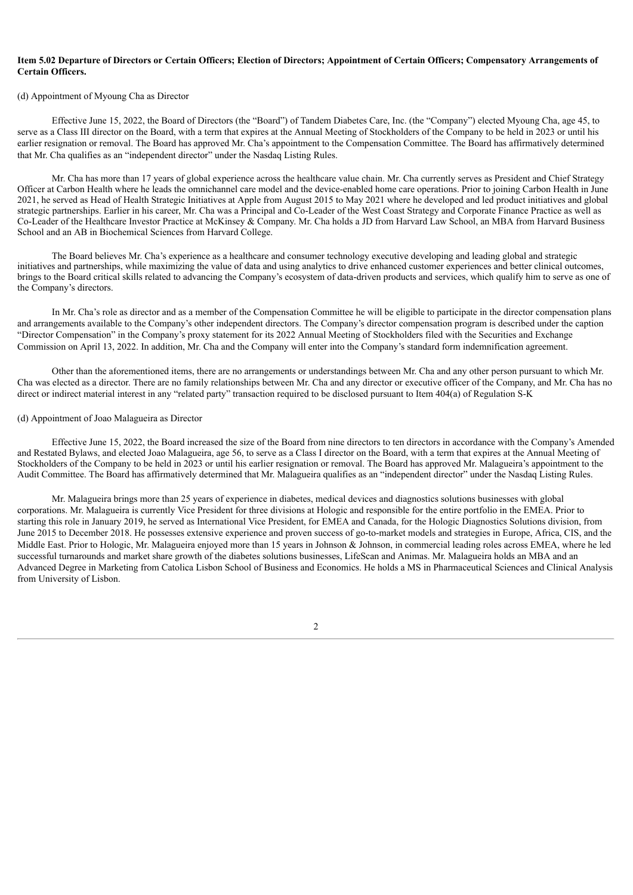**Item 5.02 Departure of Directors or Certain Officers; Election of Directors; Appointment of Certain Officers; Compensatory Arrangements of Certain Officers.**

(d) Appointment of Myoung Cha as Director

Effective June 15, 2022, the Board of Directors (the "Board") of Tandem Diabetes Care, Inc. (the "Company") elected Myoung Cha, age 45, to serve as a Class III director on the Board, with a term that expires at the Annual Meeting of Stockholders of the Company to be held in 2023 or until his earlier resignation or removal. The Board has approved Mr. Cha's appointment to the Compensation Committee. The Board has affirmatively determined that Mr. Cha qualifies as an "independent director" under the Nasdaq Listing Rules.

Mr. Cha has more than 17 years of global experience across the healthcare value chain. Mr. Cha currently serves as President and Chief Strategy Officer at Carbon Health where he leads the omnichannel care model and the device-enabled home care operations. Prior to joining Carbon Health in June 2021, he served as Head of Health Strategic Initiatives at Apple from August 2015 to May 2021 where he developed and led product initiatives and global strategic partnerships. Earlier in his career, Mr. Cha was a Principal and Co-Leader of the West Coast Strategy and Corporate Finance Practice as well as Co-Leader of the Healthcare Investor Practice at McKinsey & Company. Mr. Cha holds a JD from Harvard Law School, an MBA from Harvard Business School and an AB in Biochemical Sciences from Harvard College.

The Board believes Mr. Cha's experience as a healthcare and consumer technology executive developing and leading global and strategic initiatives and partnerships, while maximizing the value of data and using analytics to drive enhanced customer experiences and better clinical outcomes, brings to the Board critical skills related to advancing the Company's ecosystem of data-driven products and services, which qualify him to serve as one of the Company's directors.

In Mr. Cha's role as director and as a member of the Compensation Committee he will be eligible to participate in the director compensation plans and arrangements available to the Company's other independent directors. The Company's director compensation program is described under the caption "Director Compensation" in the Company's proxy statement for its 2022 Annual Meeting of Stockholders filed with the Securities and Exchange Commission on April 13, 2022. In addition, Mr. Cha and the Company will enter into the Company's standard form indemnification agreement.

Other than the aforementioned items, there are no arrangements or understandings between Mr. Cha and any other person pursuant to which Mr. Cha was elected as a director. There are no family relationships between Mr. Cha and any director or executive officer of the Company, and Mr. Cha has no direct or indirect material interest in any "related party" transaction required to be disclosed pursuant to Item 404(a) of Regulation S-K

(d) Appointment of Joao Malagueira as Director

Effective June 15, 2022, the Board increased the size of the Board from nine directors to ten directors in accordance with the Company's Amended and Restated Bylaws, and elected Joao Malagueira, age 56, to serve as a Class I director on the Board, with a term that expires at the Annual Meeting of Stockholders of the Company to be held in 2023 or until his earlier resignation or removal. The Board has approved Mr. Malagueira's appointment to the Audit Committee. The Board has affirmatively determined that Mr. Malagueira qualifies as an "independent director" under the Nasdaq Listing Rules.

Mr. Malagueira brings more than 25 years of experience in diabetes, medical devices and diagnostics solutions businesses with global corporations. Mr. Malagueira is currently Vice President for three divisions at Hologic and responsible for the entire portfolio in the EMEA. Prior to starting this role in January 2019, he served as International Vice President, for EMEA and Canada, for the Hologic Diagnostics Solutions division, from June 2015 to December 2018. He possesses extensive experience and proven success of go-to-market models and strategies in Europe, Africa, CIS, and the Middle East. Prior to Hologic, Mr. Malagueira enjoyed more than 15 years in Johnson & Johnson, in commercial leading roles across EMEA, where he led successful turnarounds and market share growth of the diabetes solutions businesses, LifeScan and Animas. Mr. Malagueira holds an MBA and an Advanced Degree in Marketing from Catolica Lisbon School of Business and Economics. He holds a MS in Pharmaceutical Sciences and Clinical Analysis from University of Lisbon.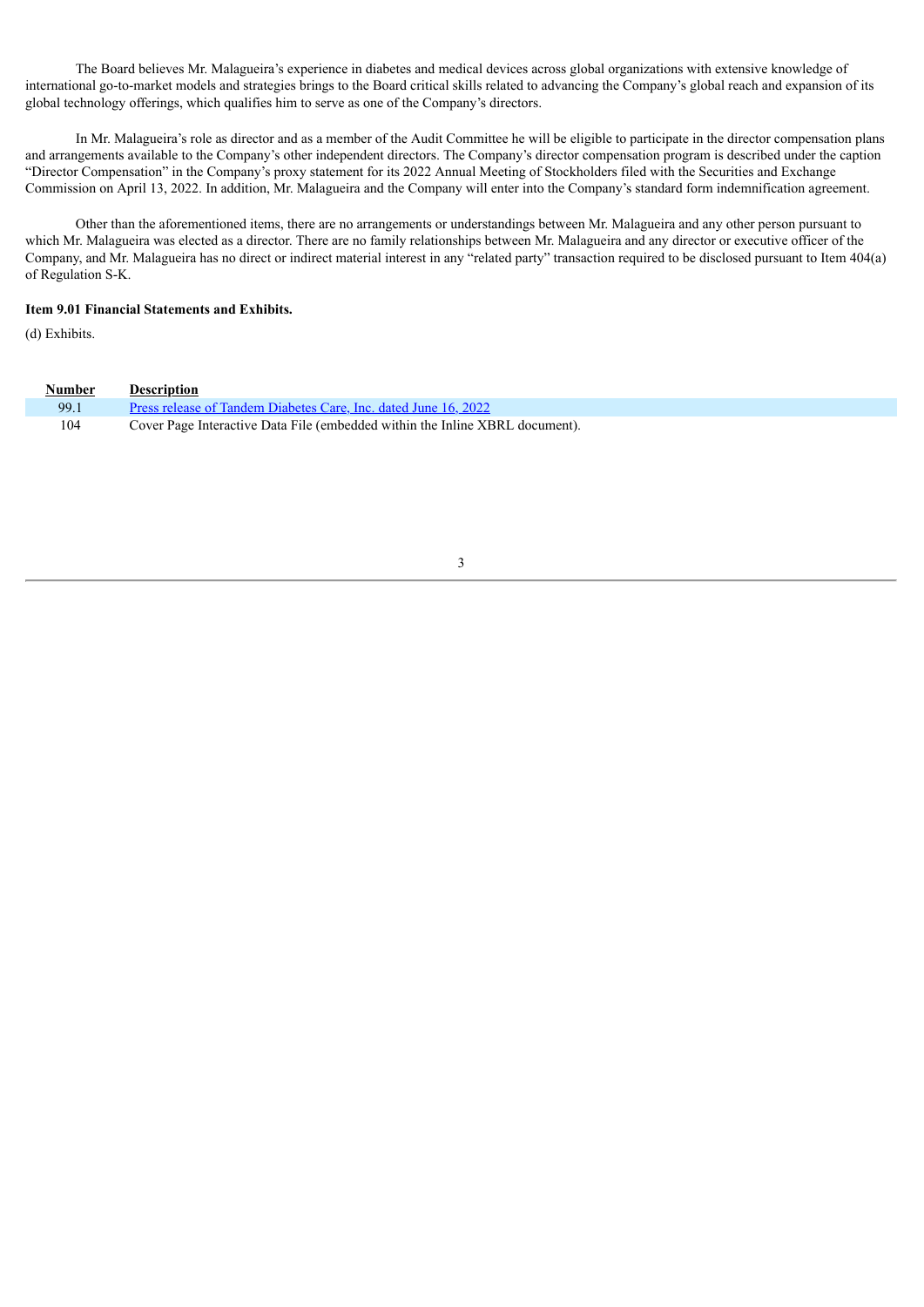The Board believes Mr. Malagueira's experience in diabetes and medical devices across global organizations with extensive knowledge of international go-to-market models and strategies brings to the Board critical skills related to advancing the Company's global reach and expansion of its global technology offerings, which qualifies him to serve as one of the Company's directors.

In Mr. Malagueira's role as director and as a member of the Audit Committee he will be eligible to participate in the director compensation plans and arrangements available to the Company's other independent directors. The Company's director compensation program is described under the caption "Director Compensation" in the Company's proxy statement for its 2022 Annual Meeting of Stockholders filed with the Securities and Exchange Commission on April 13, 2022. In addition, Mr. Malagueira and the Company will enter into the Company's standard form indemnification agreement.

Other than the aforementioned items, there are no arrangements or understandings between Mr. Malagueira and any other person pursuant to which Mr. Malagueira was elected as a director. There are no family relationships between Mr. Malagueira and any director or executive officer of the Company, and Mr. Malagueira has no direct or indirect material interest in any "related party" transaction required to be disclosed pursuant to Item 404(a) of Regulation S-K.

**Item 9.01 Financial Statements and Exhibits.**

(d) Exhibits.

| Number | Description |
| --- | --- |
| 99.1 | Press release of Tandem Diabetes Care, Inc. dated June 16, 2022 |
| 104 | Cover Page Interactive Data File (embedded within the Inline XBRL document). |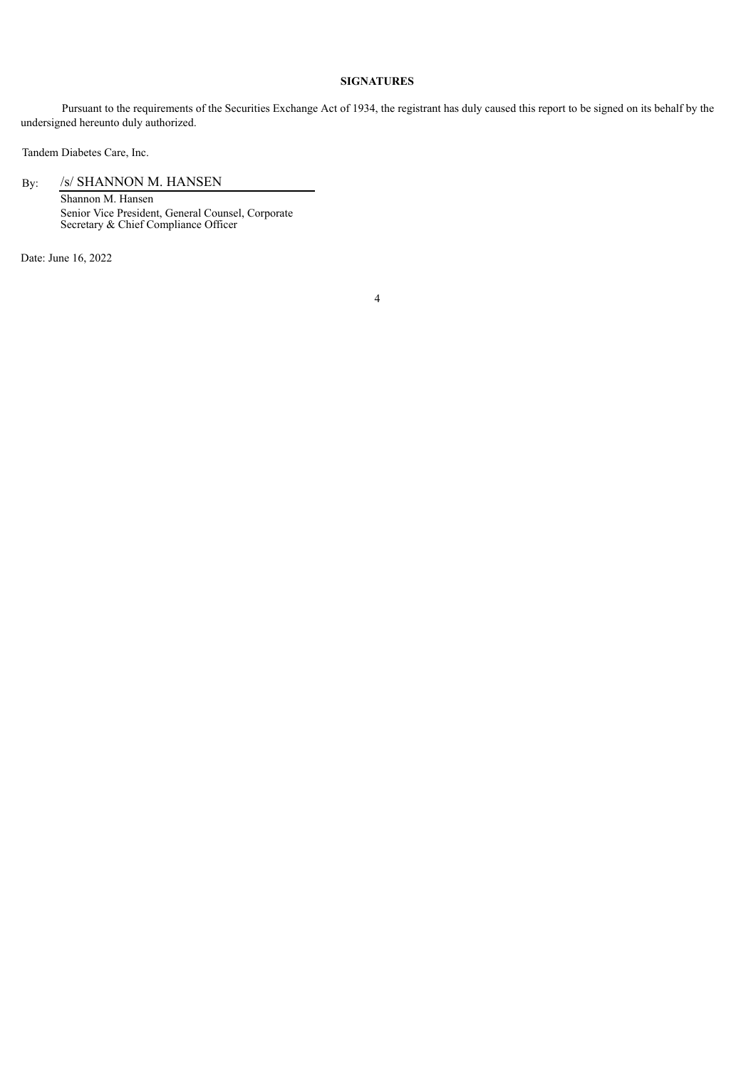**SIGNATURES**

Pursuant to the requirements of the Securities Exchange Act of 1934, the registrant has duly caused this report to be signed on its behalf by the undersigned hereunto duly authorized.

Tandem Diabetes Care, Inc.

By: /s/ SHANNON M. HANSEN

Shannon M. Hansen
Senior Vice President, General Counsel, Corporate Secretary & Chief Compliance Officer

Date: June 16, 2022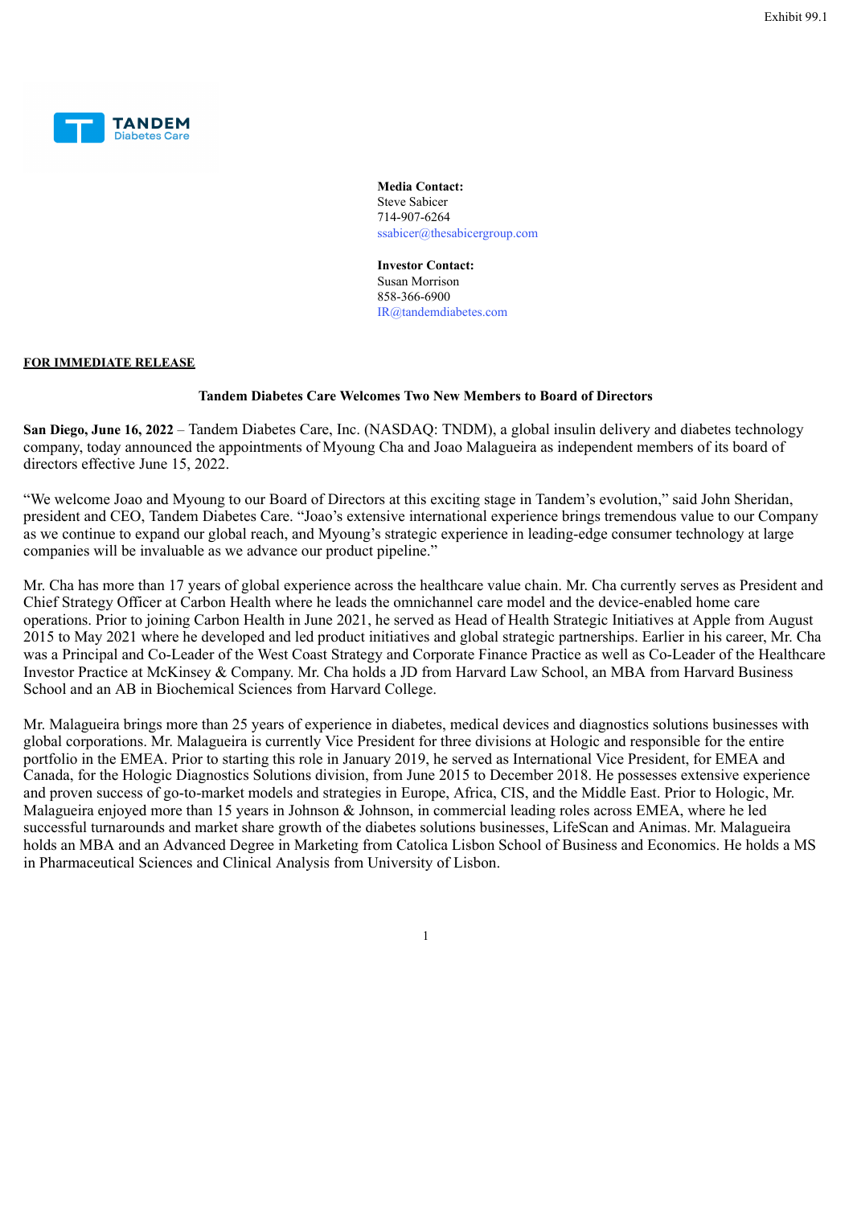Exhibit 99.1

**TANDEM**
Diabetes Care

**Media Contact:**
Steve Sabicer
714-907-6264
ssabicer@thesabicergroup.com

**Investor Contact:**
Susan Morrison
858-366-6900
IR@tandemdiabetes.com

**FOR IMMEDIATE RELEASE**

## Tandem Diabetes Care Welcomes Two New Members to Board of Directors

**San Diego, June 16, 2022** – Tandem Diabetes Care, Inc. (NASDAQ: TNDM), a global insulin delivery and diabetes technology company, today announced the appointments of Myoung Cha and Joao Malagueira as independent members of its board of directors effective June 15, 2022.

"We welcome Joao and Myoung to our Board of Directors at this exciting stage in Tandem's evolution," said John Sheridan, president and CEO, Tandem Diabetes Care. "Joao's extensive international experience brings tremendous value to our Company as we continue to expand our global reach, and Myoung's strategic experience in leading-edge consumer technology at large companies will be invaluable as we advance our product pipeline."

Mr. Cha has more than 17 years of global experience across the healthcare value chain. Mr. Cha currently serves as President and Chief Strategy Officer at Carbon Health where he leads the omnichannel care model and the device-enabled home care operations. Prior to joining Carbon Health in June 2021, he served as Head of Health Strategic Initiatives at Apple from August 2015 to May 2021 where he developed and led product initiatives and global strategic partnerships. Earlier in his career, Mr. Cha was a Principal and Co-Leader of the West Coast Strategy and Corporate Finance Practice as well as Co-Leader of the Healthcare Investor Practice at McKinsey & Company. Mr. Cha holds a JD from Harvard Law School, an MBA from Harvard Business School and an AB in Biochemical Sciences from Harvard College.

Mr. Malagueira brings more than 25 years of experience in diabetes, medical devices and diagnostics solutions businesses with global corporations. Mr. Malagueira is currently Vice President for three divisions at Hologic and responsible for the entire portfolio in the EMEA. Prior to starting this role in January 2019, he served as International Vice President, for EMEA and Canada, for the Hologic Diagnostics Solutions division, from June 2015 to December 2018. He possesses extensive experience and proven success of go-to-market models and strategies in Europe, Africa, CIS, and the Middle East. Prior to Hologic, Mr. Malagueira enjoyed more than 15 years in Johnson & Johnson, in commercial leading roles across EMEA, where he led successful turnarounds and market share growth of the diabetes solutions businesses, LifeScan and Animas. Mr. Malagueira holds an MBA and an Advanced Degree in Marketing from Catolica Lisbon School of Business and Economics. He holds a MS in Pharmaceutical Sciences and Clinical Analysis from University of Lisbon.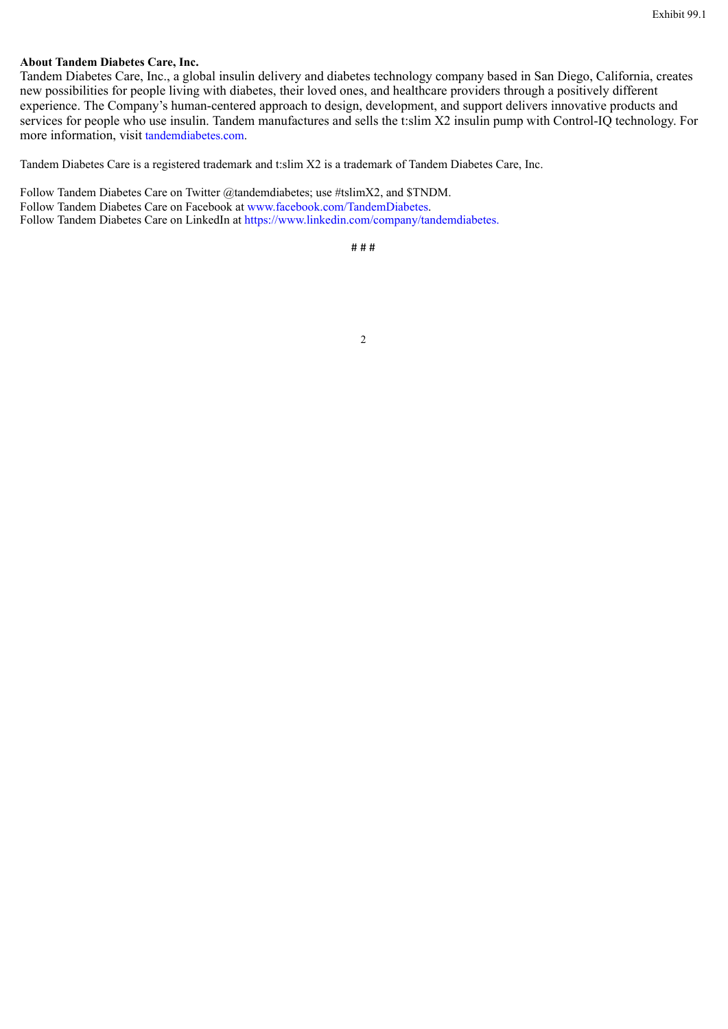**About Tandem Diabetes Care, Inc.**

Tandem Diabetes Care, Inc., a global insulin delivery and diabetes technology company based in San Diego, California, creates new possibilities for people living with diabetes, their loved ones, and healthcare providers through a positively different experience. The Company's human-centered approach to design, development, and support delivers innovative products and services for people who use insulin. Tandem manufactures and sells the t:slim X2 insulin pump with Control-IQ technology. For more information, visit tandemdiabetes.com.

Tandem Diabetes Care is a registered trademark and t:slim X2 is a trademark of Tandem Diabetes Care, Inc.

Follow Tandem Diabetes Care on Twitter @tandemdiabetes; use #tslimX2, and $TNDM.
Follow Tandem Diabetes Care on Facebook at www.facebook.com/TandemDiabetes.
Follow Tandem Diabetes Care on LinkedIn at https://www.linkedin.com/company/tandemdiabetes.

# # #